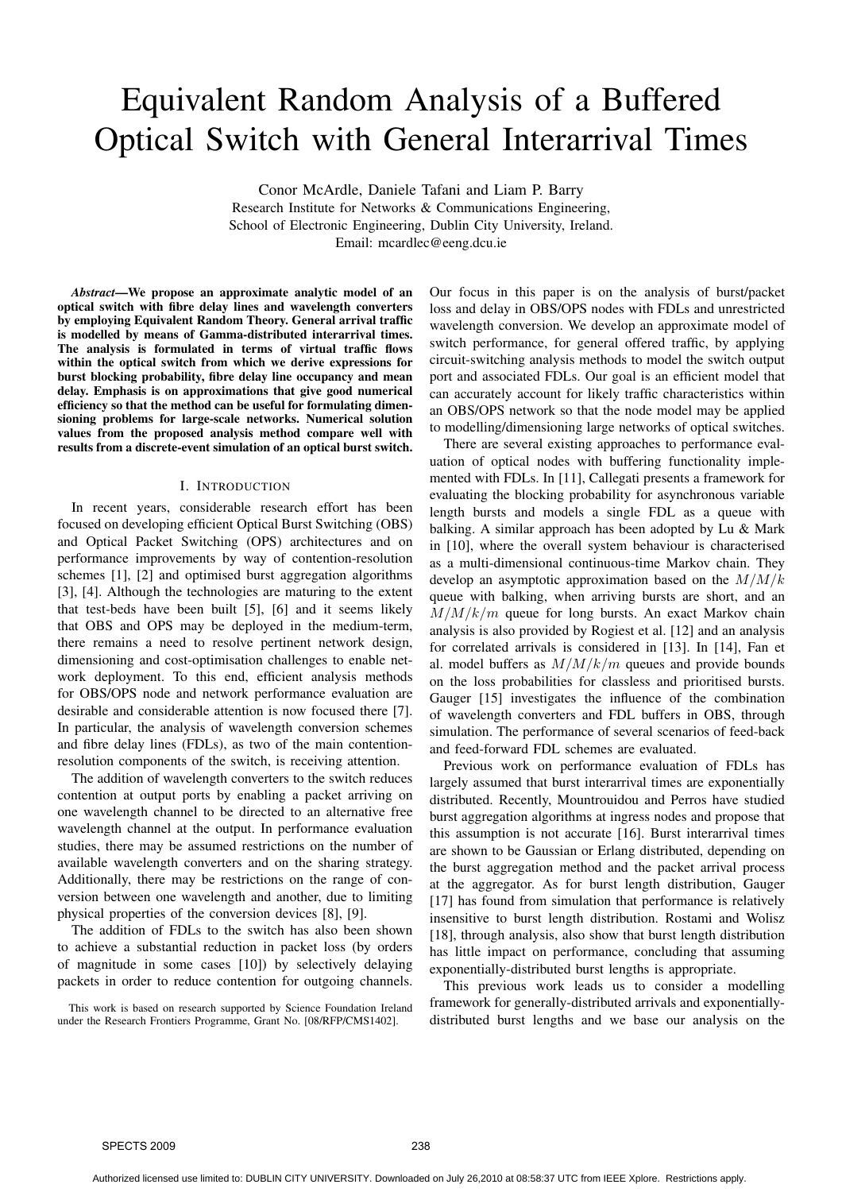# Equivalent Random Analysis of a Buffered Optical Switch with General Interarrival Times

Conor McArdle, Daniele Tafani and Liam P. Barry
Research Institute for Networks & Communications Engineering,
School of Electronic Engineering, Dublin City University, Ireland.
Email: mcardlec@eeng.dcu.ie

***Abstract*—We propose an approximate analytic model of an optical switch with fibre delay lines and wavelength converters by employing Equivalent Random Theory. General arrival traffic is modelled by means of Gamma-distributed interarrival times. The analysis is formulated in terms of virtual traffic flows within the optical switch from which we derive expressions for burst blocking probability, fibre delay line occupancy and mean delay. Emphasis is on approximations that give good numerical efficiency so that the method can be useful for formulating dimensioning problems for large-scale networks. Numerical solution values from the proposed analysis method compare well with results from a discrete-event simulation of an optical burst switch.**

## I. Introduction

In recent years, considerable research effort has been focused on developing efficient Optical Burst Switching (OBS) and Optical Packet Switching (OPS) architectures and on performance improvements by way of contention-resolution schemes [1], [2] and optimised burst aggregation algorithms [3], [4]. Although the technologies are maturing to the extent that test-beds have been built [5], [6] and it seems likely that OBS and OPS may be deployed in the medium-term, there remains a need to resolve pertinent network design, dimensioning and cost-optimisation challenges to enable network deployment. To this end, efficient analysis methods for OBS/OPS node and network performance evaluation are desirable and considerable attention is now focused there [7]. In particular, the analysis of wavelength conversion schemes and fibre delay lines (FDLs), as two of the main contention-resolution components of the switch, is receiving attention.

The addition of wavelength converters to the switch reduces contention at output ports by enabling a packet arriving on one wavelength channel to be directed to an alternative free wavelength channel at the output. In performance evaluation studies, there may be assumed restrictions on the number of available wavelength converters and on the sharing strategy. Additionally, there may be restrictions on the range of conversion between one wavelength and another, due to limiting physical properties of the conversion devices [8], [9].

The addition of FDLs to the switch has also been shown to achieve a substantial reduction in packet loss (by orders of magnitude in some cases [10]) by selectively delaying packets in order to reduce contention for outgoing channels.

This work is based on research supported by Science Foundation Ireland under the Research Frontiers Programme, Grant No. [08/RFP/CMS1402].

Our focus in this paper is on the analysis of burst/packet loss and delay in OBS/OPS nodes with FDLs and unrestricted wavelength conversion. We develop an approximate model of switch performance, for general offered traffic, by applying circuit-switching analysis methods to model the switch output port and associated FDLs. Our goal is an efficient model that can accurately account for likely traffic characteristics within an OBS/OPS network so that the node model may be applied to modelling/dimensioning large networks of optical switches.

There are several existing approaches to performance evaluation of optical nodes with buffering functionality implemented with FDLs. In [11], Callegati presents a framework for evaluating the blocking probability for asynchronous variable length bursts and models a single FDL as a queue with balking. A similar approach has been adopted by Lu & Mark in [10], where the overall system behaviour is characterised as a multi-dimensional continuous-time Markov chain. They develop an asymptotic approximation based on the $M/M/k$ queue with balking, when arriving bursts are short, and an $M/M/k/m$ queue for long bursts. An exact Markov chain analysis is also provided by Rogiest et al. [12] and an analysis for correlated arrivals is considered in [13]. In [14], Fan et al. model buffers as $M/M/k/m$ queues and provide bounds on the loss probabilities for classless and prioritised bursts. Gauger [15] investigates the influence of the combination of wavelength converters and FDL buffers in OBS, through simulation. The performance of several scenarios of feed-back and feed-forward FDL schemes are evaluated.

Previous work on performance evaluation of FDLs has largely assumed that burst interarrival times are exponentially distributed. Recently, Mountrouidou and Perros have studied burst aggregation algorithms at ingress nodes and propose that this assumption is not accurate [16]. Burst interarrival times are shown to be Gaussian or Erlang distributed, depending on the burst aggregation method and the packet arrival process at the aggregator. As for burst length distribution, Gauger [17] has found from simulation that performance is relatively insensitive to burst length distribution. Rostami and Wolisz [18], through analysis, also show that burst length distribution has little impact on performance, concluding that assuming exponentially-distributed burst lengths is appropriate.

This previous work leads us to consider a modelling framework for generally-distributed arrivals and exponentially-distributed burst lengths and we base our analysis on the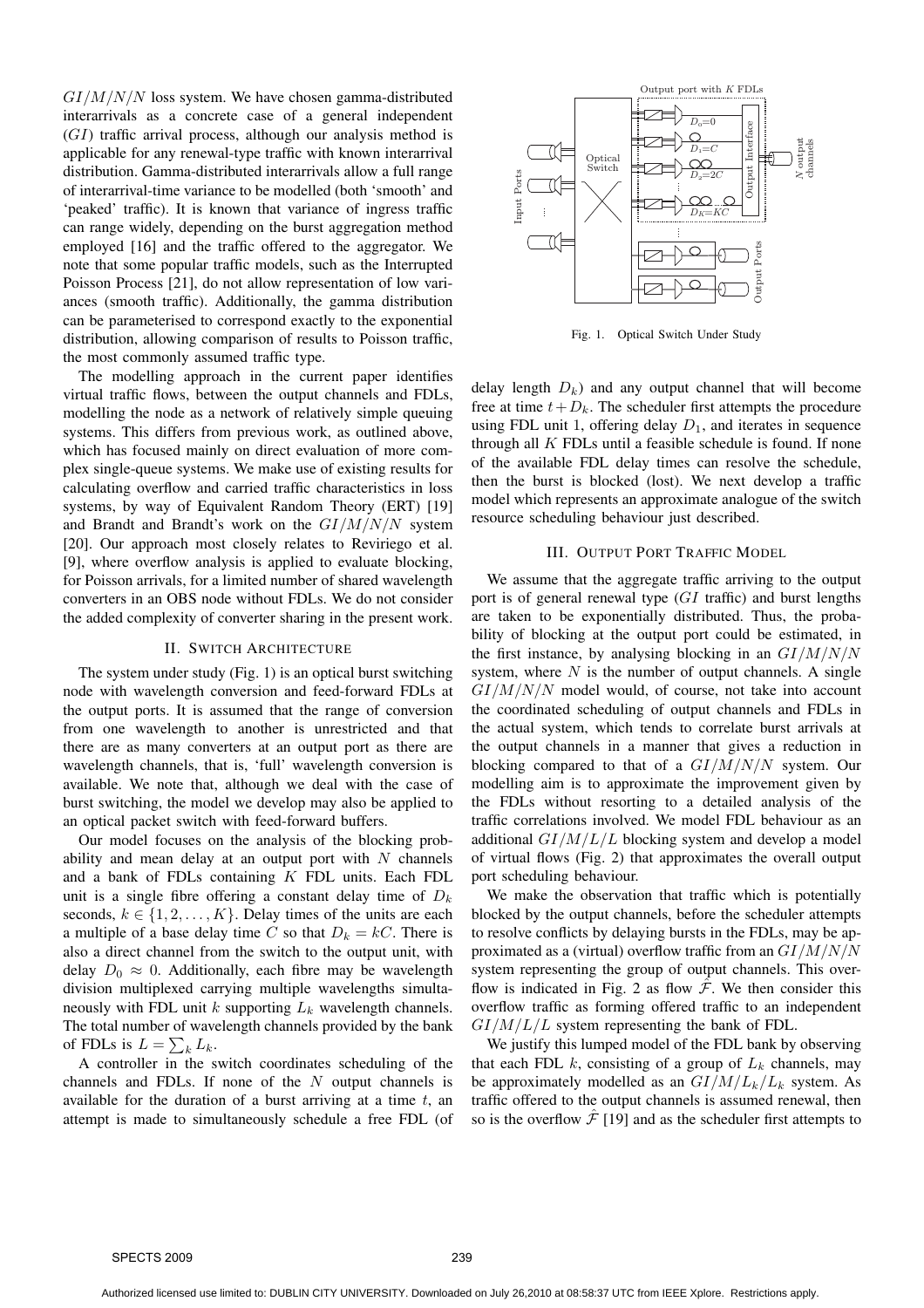$GI/M/N/N$ loss system. We have chosen gamma-distributed interarrivals as a concrete case of a general independent ($GI$) traffic arrival process, although our analysis method is applicable for any renewal-type traffic with known interarrival distribution. Gamma-distributed interarrivals allow a full range of interarrival-time variance to be modelled (both 'smooth' and 'peaked' traffic). It is known that variance of ingress traffic can range widely, depending on the burst aggregation method employed [16] and the traffic offered to the aggregator. We note that some popular traffic models, such as the Interrupted Poisson Process [21], do not allow representation of low variances (smooth traffic). Additionally, the gamma distribution can be parameterised to correspond exactly to the exponential distribution, allowing comparison of results to Poisson traffic, the most commonly assumed traffic type.

The modelling approach in the current paper identifies virtual traffic flows, between the output channels and FDLs, modelling the node as a network of relatively simple queuing systems. This differs from previous work, as outlined above, which has focused mainly on direct evaluation of more complex single-queue systems. We make use of existing results for calculating overflow and carried traffic characteristics in loss systems, by way of Equivalent Random Theory (ERT) [19] and Brandt and Brandt's work on the $GI/M/N/N$ system [20]. Our approach most closely relates to Reviriego et al. [9], where overflow analysis is applied to evaluate blocking, for Poisson arrivals, for a limited number of shared wavelength converters in an OBS node without FDLs. We do not consider the added complexity of converter sharing in the present work.

## II. Switch Architecture

The system under study (Fig. 1) is an optical burst switching node with wavelength conversion and feed-forward FDLs at the output ports. It is assumed that the range of conversion from one wavelength to another is unrestricted and that there are as many converters at an output port as there are wavelength channels, that is, 'full' wavelength conversion is available. We note that, although we deal with the case of burst switching, the model we develop may also be applied to an optical packet switch with feed-forward buffers.

Our model focuses on the analysis of the blocking probability and mean delay at an output port with $N$ channels and a bank of FDLs containing $K$ FDL units. Each FDL unit is a single fibre offering a constant delay time of $D_k$ seconds, $k \in \{1, 2, \ldots, K\}$. Delay times of the units are each a multiple of a base delay time $C$ so that $D_k = kC$. There is also a direct channel from the switch to the output unit, with delay $D_0 \approx 0$. Additionally, each fibre may be wavelength division multiplexed carrying multiple wavelengths simultaneously with FDL unit $k$ supporting $L_k$ wavelength channels. The total number of wavelength channels provided by the bank of FDLs is $L = \sum_k L_k$.

A controller in the switch coordinates scheduling of the channels and FDLs. If none of the $N$ output channels is available for the duration of a burst arriving at a time $t$, an attempt is made to simultaneously schedule a free FDL (of delay length $D_k$) and any output channel that will become free at time $t + D_k$. The scheduler first attempts the procedure using FDL unit 1, offering delay $D_1$, and iterates in sequence through all $K$ FDLs until a feasible schedule is found. If none of the available FDL delay times can resolve the schedule, then the burst is blocked (lost). We next develop a traffic model which represents an approximate analogue of the switch resource scheduling behaviour just described.

Fig. 1. Optical Switch Under Study

## III. Output Port Traffic Model

We assume that the aggregate traffic arriving to the output port is of general renewal type ($GI$ traffic) and burst lengths are taken to be exponentially distributed. Thus, the probability of blocking at the output port could be estimated, in the first instance, by analysing blocking in an $GI/M/N/N$ system, where $N$ is the number of output channels. A single $GI/M/N/N$ model would, of course, not take into account the coordinated scheduling of output channels and FDLs in the actual system, which tends to correlate burst arrivals at the output channels in a manner that gives a reduction in blocking compared to that of a $GI/M/N/N$ system. Our modelling aim is to approximate the improvement given by the FDLs without resorting to a detailed analysis of the traffic correlations involved. We model FDL behaviour as an additional $GI/M/L/L$ blocking system and develop a model of virtual flows (Fig. 2) that approximates the overall output port scheduling behaviour.

We make the observation that traffic which is potentially blocked by the output channels, before the scheduler attempts to resolve conflicts by delaying bursts in the FDLs, may be approximated as a (virtual) overflow traffic from an $GI/M/N/N$ system representing the group of output channels. This overflow is indicated in Fig. 2 as flow $\hat{\mathcal{F}}$. We then consider this overflow traffic as forming offered traffic to an independent $GI/M/L/L$ system representing the bank of FDL.

We justify this lumped model of the FDL bank by observing that each FDL $k$, consisting of a group of $L_k$ channels, may be approximately modelled as an $GI/M/L_k/L_k$ system. As traffic offered to the output channels is assumed renewal, then so is the overflow $\hat{\mathcal{F}}$ [19] and as the scheduler first attempts to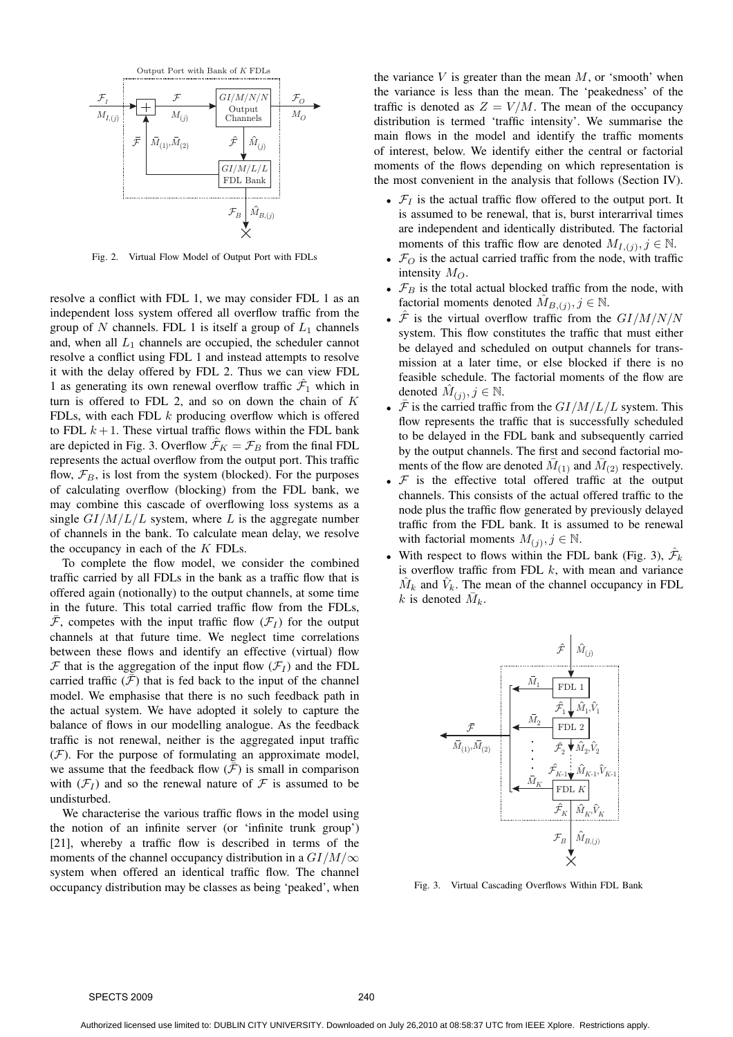Fig. 2. Virtual Flow Model of Output Port with FDLs

resolve a conflict with FDL 1, we may consider FDL 1 as an independent loss system offered all overflow traffic from the group of $N$ channels. FDL 1 is itself a group of $L_1$ channels and, when all $L_1$ channels are occupied, the scheduler cannot resolve a conflict using FDL 1 and instead attempts to resolve it with the delay offered by FDL 2. Thus we can view FDL 1 as generating its own renewal overflow traffic $\hat{\mathcal{F}}_1$ which in turn is offered to FDL 2, and so on down the chain of $K$ FDLs, with each FDL $k$ producing overflow which is offered to FDL $k+1$. These virtual traffic flows within the FDL bank are depicted in Fig. 3. Overflow $\hat{\mathcal{F}}_K = \mathcal{F}_B$ from the final FDL represents the actual overflow from the output port. This traffic flow, $\mathcal{F}_B$, is lost from the system (blocked). For the purposes of calculating overflow (blocking) from the FDL bank, we may combine this cascade of overflowing loss systems as a single $GI/M/L/L$ system, where $L$ is the aggregate number of channels in the bank. To calculate mean delay, we resolve the occupancy in each of the $K$ FDLs.

To complete the flow model, we consider the combined traffic carried by all FDLs in the bank as a traffic flow that is offered again (notionally) to the output channels, at some time in the future. This total carried traffic flow from the FDLs, $\bar{\mathcal{F}}$, competes with the input traffic flow ($\mathcal{F}_I$) for the output channels at that future time. We neglect time correlations between these flows and identify an effective (virtual) flow $\mathcal{F}$ that is the aggregation of the input flow ($\mathcal{F}_I$) and the FDL carried traffic ($\bar{\mathcal{F}}$) that is fed back to the input of the channel model. We emphasise that there is no such feedback path in the actual system. We have adopted it solely to capture the balance of flows in our modelling analogue. As the feedback traffic is not renewal, neither is the aggregated input traffic ($\mathcal{F}$). For the purpose of formulating an approximate model, we assume that the feedback flow ($\bar{\mathcal{F}}$) is small in comparison with ($\mathcal{F}_I$) and so the renewal nature of $\mathcal{F}$ is assumed to be undisturbed.

We characterise the various traffic flows in the model using the notion of an infinite server (or 'infinite trunk group') [21], whereby a traffic flow is described in terms of the moments of the channel occupancy distribution in a $GI/M/\infty$ system when offered an identical traffic flow. The channel occupancy distribution may be classes as being 'peaked', when the variance $V$ is greater than the mean $M$, or 'smooth' when the variance is less than the mean. The 'peakedness' of the traffic is denoted as $Z = V/M$. The mean of the occupancy distribution is termed 'traffic intensity'. We summarise the main flows in the model and identify the traffic moments of interest, below. We identify either the central or factorial moments of the flows depending on which representation is the most convenient in the analysis that follows (Section IV).

- $\mathcal{F}_I$ is the actual traffic flow offered to the output port. It is assumed to be renewal, that is, burst interarrival times are independent and identically distributed. The factorial moments of this traffic flow are denoted $M_{I,(j)}, j \in \mathbb{N}$.
- $\mathcal{F}_O$ is the actual carried traffic from the node, with traffic intensity $M_O$.
- $\mathcal{F}_B$ is the total actual blocked traffic from the node, with factorial moments denoted $\hat{M}_{B,(j)}, j \in \mathbb{N}$.
- $\hat{\mathcal{F}}$ is the virtual overflow traffic from the $GI/M/N/N$ system. This flow constitutes the traffic that must either be delayed and scheduled on output channels for transmission at a later time, or else blocked if there is no feasible schedule. The factorial moments of the flow are denoted $\hat{M}_{(j)}, j \in \mathbb{N}$.
- $\bar{\mathcal{F}}$ is the carried traffic from the $GI/M/L/L$ system. This flow represents the traffic that is successfully scheduled to be delayed in the FDL bank and subsequently carried by the output channels. The first and second factorial moments of the flow are denoted $\bar{M}_{(1)}$ and $\bar{M}_{(2)}$ respectively.
- $\mathcal{F}$ is the effective total offered traffic at the output channels. This consists of the actual offered traffic to the node plus the traffic flow generated by previously delayed traffic from the FDL bank. It is assumed to be renewal with factorial moments $M_{(j)}, j \in \mathbb{N}$.
- With respect to flows within the FDL bank (Fig. 3), $\hat{\mathcal{F}}_k$ is overflow traffic from FDL $k$, with mean and variance $\hat{M}_k$ and $\hat{V}_k$. The mean of the channel occupancy in FDL $k$ is denoted $\bar{M}_k$.

Fig. 3. Virtual Cascading Overflows Within FDL Bank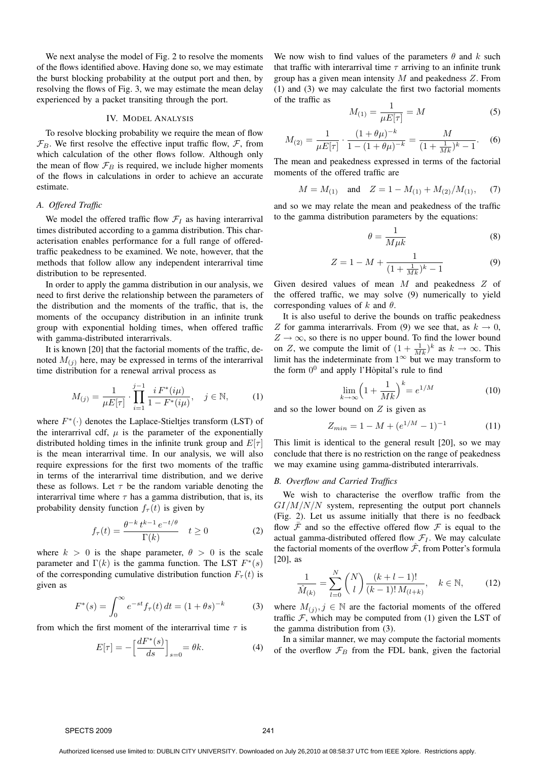We next analyse the model of Fig. 2 to resolve the moments of the flows identified above. Having done so, we may estimate the burst blocking probability at the output port and then, by resolving the flows of Fig. 3, we may estimate the mean delay experienced by a packet transiting through the port.

## IV. Model Analysis

To resolve blocking probability we require the mean of flow $\mathcal{F}_B$. We first resolve the effective input traffic flow, $\mathcal{F}$, from which calculation of the other flows follow. Although only the mean of flow $\mathcal{F}_B$ is required, we include higher moments of the flows in calculations in order to achieve an accurate estimate.

### A. Offered Traffic

We model the offered traffic flow $\mathcal{F}_I$ as having interarrival times distributed according to a gamma distribution. This characterisation enables performance for a full range of offered-traffic peakedness to be examined. We note, however, that the methods that follow allow any independent interarrival time distribution to be represented.

In order to apply the gamma distribution in our analysis, we need to first derive the relationship between the parameters of the distribution and the moments of the traffic, that is, the moments of the occupancy distribution in an infinite trunk group with exponential holding times, when offered traffic with gamma-distributed interarrivals.

It is known [20] that the factorial moments of the traffic, denoted $M_{(j)}$ here, may be expressed in terms of the interarrival time distribution for a renewal arrival process as

$$M_{(j)} = \frac{1}{\mu E[\tau]} \cdot \prod_{i=1}^{j-1} \frac{i\, F^*(i\mu)}{1 - F^*(i\mu)}, \quad j \in \mathbb{N}, \tag{1}$$

where $F^*(\cdot)$ denotes the Laplace-Stieltjes transform (LST) of the interarrival cdf, $\mu$ is the parameter of the exponentially distributed holding times in the infinite trunk group and $E[\tau]$ is the mean interarrival time. In our analysis, we will also require expressions for the first two moments of the traffic in terms of the interarrival time distribution, and we derive these as follows. Let $\tau$ be the random variable denoting the interarrival time where $\tau$ has a gamma distribution, that is, its probability density function $f_\tau(t)$ is given by

$$f_\tau(t) = \frac{\theta^{-k}\, t^{k-1}\, e^{-t/\theta}}{\Gamma(k)} \quad t \geq 0 \tag{2}$$

where $k > 0$ is the shape parameter, $\theta > 0$ is the scale parameter and $\Gamma(k)$ is the gamma function. The LST $F^*(s)$ of the corresponding cumulative distribution function $F_\tau(t)$ is given as

$$F^*(s) = \int_0^\infty e^{-st} f_\tau(t)\, dt = (1 + \theta s)^{-k} \tag{3}$$

from which the first moment of the interarrival time $\tau$ is

$$E[\tau] = -\Big[\frac{dF^*(s)}{ds}\Big]_{s=0} = \theta k. \tag{4}$$

We now wish to find values of the parameters $\theta$ and $k$ such that traffic with interarrival time $\tau$ arriving to an infinite trunk group has a given mean intensity $M$ and peakedness $Z$. From (1) and (3) we may calculate the first two factorial moments of the traffic as

$$M_{(1)} = \frac{1}{\mu E[\tau]} = M \tag{5}$$

$$M_{(2)} = \frac{1}{\mu E[\tau]} \cdot \frac{(1 + \theta\mu)^{-k}}{1 - (1 + \theta\mu)^{-k}} = \frac{M}{(1 + \frac{1}{Mk})^k - 1}. \tag{6}$$

The mean and peakedness expressed in terms of the factorial moments of the offered traffic are

$$M = M_{(1)} \quad \text{and} \quad Z = 1 - M_{(1)} + M_{(2)}/M_{(1)}, \tag{7}$$

and so we may relate the mean and peakedness of the traffic to the gamma distribution parameters by the equations:

$$\theta = \frac{1}{M\mu k} \tag{8}$$

$$Z = 1 - M + \frac{1}{(1 + \frac{1}{Mk})^k - 1} \tag{9}$$

Given desired values of mean $M$ and peakedness $Z$ of the offered traffic, we may solve (9) numerically to yield corresponding values of $k$ and $\theta$.

It is also useful to derive the bounds on traffic peakedness $Z$ for gamma interarrivals. From (9) we see that, as $k \to 0$, $Z \to \infty$, so there is no upper bound. To find the lower bound on $Z$, we compute the limit of $(1 + \frac{1}{Mk})^k$ as $k \to \infty$. This limit has the indeterminate from $1^\infty$ but we may transform to the form $0^0$ and apply l'Hôpital's rule to find

$$\lim_{k\to\infty} \Big(1 + \frac{1}{Mk}\Big)^k = e^{1/M} \tag{10}$$

and so the lower bound on $Z$ is given as

$$Z_{min} = 1 - M + (e^{1/M} - 1)^{-1} \tag{11}$$

This limit is identical to the general result [20], so we may conclude that there is no restriction on the range of peakedness we may examine using gamma-distributed interarrivals.

### B. Overflow and Carried Traffics

We wish to characterise the overflow traffic from the $GI/M/N/N$ system, representing the output port channels (Fig. 2). Let us assume initially that there is no feedback flow $\bar{\mathcal{F}}$ and so the effective flow $\mathcal{F}$ is equal to the actual gamma-distributed offered flow $\mathcal{F}_I$. We may calculate the factorial moments of the overflow $\hat{\mathcal{F}}$, from Potter's formula [20], as

$$\frac{1}{\hat{M}_{(k)}} = \sum_{l=0}^{N} \binom{N}{l} \frac{(k + l - 1)!}{(k-1)!\, M_{(l+k)}}, \quad k \in \mathbb{N}, \tag{12}$$

where $M_{(j)}, j \in \mathbb{N}$ are the factorial moments of the offered traffic $\mathcal{F}$, which may be computed from (1) given the LST of the gamma distribution from (3).

In a similar manner, we may compute the factorial moments of the overflow $\mathcal{F}_B$ from the FDL bank, given the factorial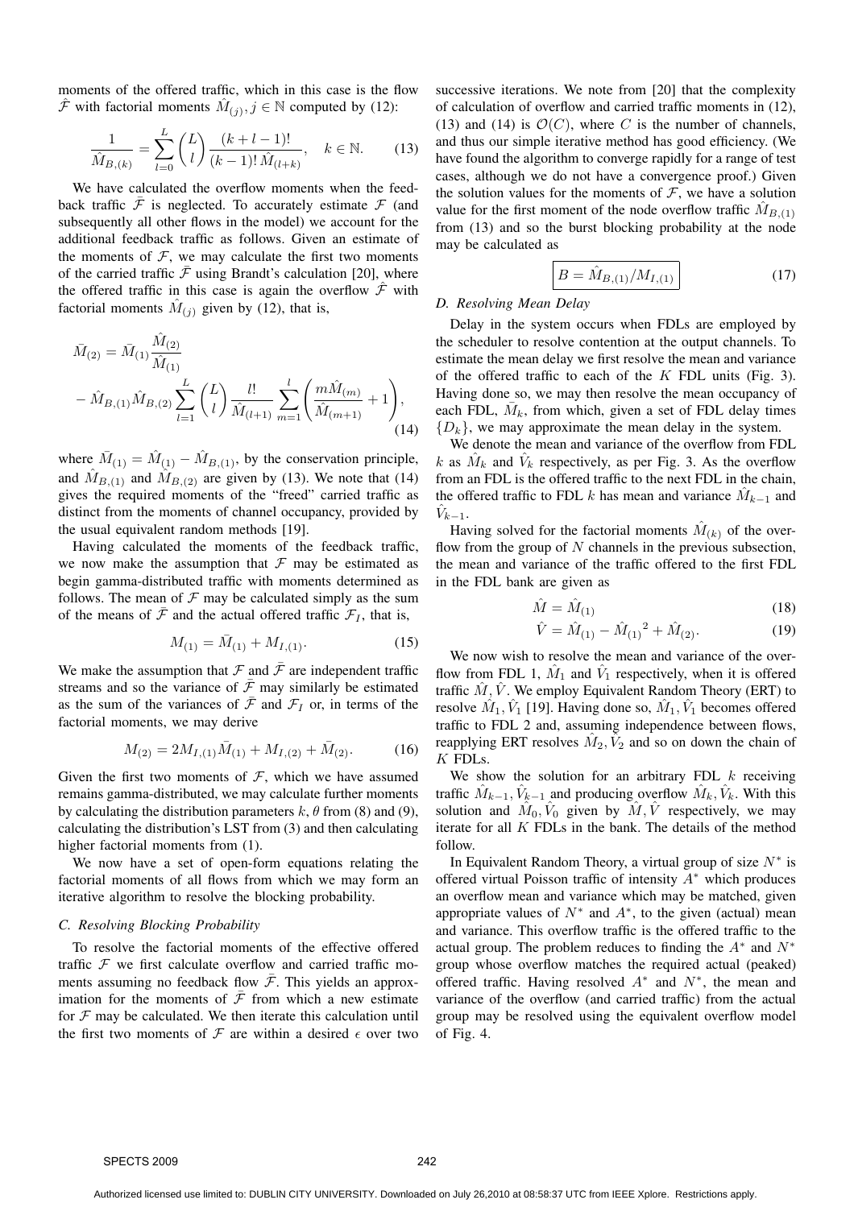moments of the offered traffic, which in this case is the flow $\hat{\mathcal{F}}$ with factorial moments $\hat{M}_{(j)}, j \in \mathbb{N}$ computed by (12):

$$\frac{1}{\hat{M}_{B,(k)}} = \sum_{l=0}^{L} \binom{L}{l} \frac{(k+l-1)!}{(k-1)!\,\hat{M}_{(l+k)}}, \quad k \in \mathbb{N}. \tag{13}$$

We have calculated the overflow moments when the feedback traffic $\bar{\mathcal{F}}$ is neglected. To accurately estimate $\mathcal{F}$ (and subsequently all other flows in the model) we account for the additional feedback traffic as follows. Given an estimate of the moments of $\mathcal{F}$, we may calculate the first two moments of the carried traffic $\bar{\mathcal{F}}$ using Brandt's calculation [20], where the offered traffic in this case is again the overflow $\hat{\mathcal{F}}$ with factorial moments $\hat{M}_{(j)}$ given by (12), that is,

$$\begin{aligned}\bar{M}_{(2)} &= \bar{M}_{(1)} \frac{\hat{M}_{(2)}}{\hat{M}_{(1)}} \\ &- \hat{M}_{B,(1)} \hat{M}_{B,(2)} \sum_{l=1}^{L} \binom{L}{l} \frac{l!}{\hat{M}_{(l+1)}} \sum_{m=1}^{l} \left( \frac{m \hat{M}_{(m)}}{\hat{M}_{(m+1)}} + 1 \right),\end{aligned} \tag{14}$$

where $\bar{M}_{(1)} = \hat{M}_{(1)} - \hat{M}_{B,(1)}$, by the conservation principle, and $\hat{M}_{B,(1)}$ and $\hat{M}_{B,(2)}$ are given by (13). We note that (14) gives the required moments of the "freed" carried traffic as distinct from the moments of channel occupancy, provided by the usual equivalent random methods [19].

Having calculated the moments of the feedback traffic, we now make the assumption that $\mathcal{F}$ may be estimated as begin gamma-distributed traffic with moments determined as follows. The mean of $\mathcal{F}$ may be calculated simply as the sum of the means of $\bar{\mathcal{F}}$ and the actual offered traffic $\mathcal{F}_I$, that is,

$$M_{(1)} = \bar{M}_{(1)} + M_{I,(1)}. \tag{15}$$

We make the assumption that $\mathcal{F}$ and $\bar{\mathcal{F}}$ are independent traffic streams and so the variance of $\bar{\mathcal{F}}$ may similarly be estimated as the sum of the variances of $\bar{\mathcal{F}}$ and $\mathcal{F}_I$ or, in terms of the factorial moments, we may derive

$$M_{(2)} = 2M_{I,(1)}\bar{M}_{(1)} + M_{I,(2)} + \bar{M}_{(2)}. \tag{16}$$

Given the first two moments of $\mathcal{F}$, which we have assumed remains gamma-distributed, we may calculate further moments by calculating the distribution parameters $k, \theta$ from (8) and (9), calculating the distribution's LST from (3) and then calculating higher factorial moments from (1).

We now have a set of open-form equations relating the factorial moments of all flows from which we may form an iterative algorithm to resolve the blocking probability.

### C. Resolving Blocking Probability

To resolve the factorial moments of the effective offered traffic $\mathcal{F}$ we first calculate overflow and carried traffic moments assuming no feedback flow $\bar{\mathcal{F}}$. This yields an approximation for the moments of $\bar{\mathcal{F}}$ from which a new estimate for $\mathcal{F}$ may be calculated. We then iterate this calculation until the first two moments of $\mathcal{F}$ are within a desired $\epsilon$ over two successive iterations. We note from [20] that the complexity of calculation of overflow and carried traffic moments in (12), (13) and (14) is $\mathcal{O}(C)$, where $C$ is the number of channels, and thus our simple iterative method has good efficiency. (We have found the algorithm to converge rapidly for a range of test cases, although we do not have a convergence proof.) Given the solution values for the moments of $\mathcal{F}$, we have a solution value for the first moment of the node overflow traffic $\hat{M}_{B,(1)}$ from (13) and so the burst blocking probability at the node may be calculated as

$$\boxed{B = \hat{M}_{B,(1)}/M_{I,(1)}} \tag{17}$$

### D. Resolving Mean Delay

Delay in the system occurs when FDLs are employed by the scheduler to resolve contention at the output channels. To estimate the mean delay we first resolve the mean and variance of the offered traffic to each of the $K$ FDL units (Fig. 3). Having done so, we may then resolve the mean occupancy of each FDL, $\bar{M}_k$, from which, given a set of FDL delay times $\{D_k\}$, we may approximate the mean delay in the system.

We denote the mean and variance of the overflow from FDL $k$ as $\hat{M}_k$ and $\hat{V}_k$ respectively, as per Fig. 3. As the overflow from an FDL is the offered traffic to the next FDL in the chain, the offered traffic to FDL $k$ has mean and variance $\hat{M}_{k-1}$ and $\hat{V}_{k-1}$.

Having solved for the factorial moments $\hat{M}_{(k)}$ of the overflow from the group of $N$ channels in the previous subsection, the mean and variance of the traffic offered to the first FDL in the FDL bank are given as

$$\hat{M} = \hat{M}_{(1)} \tag{18}$$

$$\hat{V} = \hat{M}_{(1)} - {\hat{M}_{(1)}}^2 + \hat{M}_{(2)}. \tag{19}$$

We now wish to resolve the mean and variance of the overflow from FDL 1, $\hat{M}_1$ and $\hat{V}_1$ respectively, when it is offered traffic $\hat{M}, \hat{V}$. We employ Equivalent Random Theory (ERT) to resolve $\hat{M}_1, \hat{V}_1$ [19]. Having done so, $\hat{M}_1, \hat{V}_1$ becomes offered traffic to FDL 2 and, assuming independence between flows, reapplying ERT resolves $\hat{M}_2, \hat{V}_2$ and so on down the chain of $K$ FDLs.

We show the solution for an arbitrary FDL $k$ receiving traffic $\hat{M}_{k-1}, \hat{V}_{k-1}$ and producing overflow $\hat{M}_k, \hat{V}_k$. With this solution and $\hat{M}_0, \hat{V}_0$ given by $\hat{M}, \hat{V}$ respectively, we may iterate for all $K$ FDLs in the bank. The details of the method follow.

In Equivalent Random Theory, a virtual group of size $N^*$ is offered virtual Poisson traffic of intensity $A^*$ which produces an overflow mean and variance which may be matched, given appropriate values of $N^*$ and $A^*$, to the given (actual) mean and variance. This overflow traffic is the offered traffic to the actual group. The problem reduces to finding the $A^*$ and $N^*$ group whose overflow matches the required actual (peaked) offered traffic. Having resolved $A^*$ and $N^*$, the mean and variance of the overflow (and carried traffic) from the actual group may be resolved using the equivalent overflow model of Fig. 4.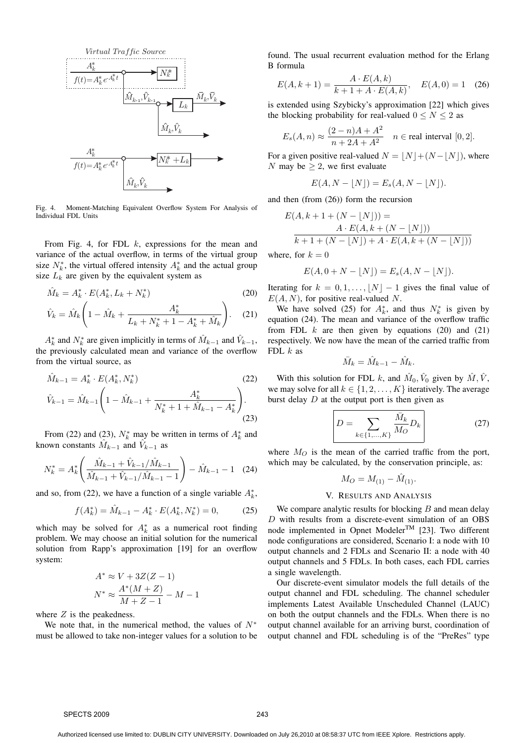Fig. 4. Moment-Matching Equivalent Overflow System For Analysis of Individual FDL Units

From Fig. 4, for FDL $k$, expressions for the mean and variance of the actual overflow, in terms of the virtual group size $N_k^*$, the virtual offered intensity $A_k^*$ and the actual group size $L_k$ are given by the equivalent system as

$$\hat{M}_k = A_k^* \cdot E(A_k^*, L_k + N_k^*) \tag{20}$$

$$\hat{V}_k = \hat{M}_k \left( 1 - \hat{M}_k + \frac{A_k^*}{L_k + N_k^* + 1 - A_k^* + \hat{M}_k} \right). \tag{21}$$

$A_k^*$ and $N_k^*$ are given implicitly in terms of $\hat{M}_{k-1}$ and $\hat{V}_{k-1}$, the previously calculated mean and variance of the overflow from the virtual source, as

$$\hat{M}_{k-1} = A_k^* \cdot E(A_k^*, N_k^*) \tag{22}$$

$$\hat{V}_{k-1} = \hat{M}_{k-1} \left( 1 - \hat{M}_{k-1} + \frac{A_k^*}{N_k^* + 1 + \hat{M}_{k-1} - A_k^*} \right). \tag{23}$$

From (22) and (23), $N_k^*$ may be written in terms of $A_k^*$ and known constants $\hat{M}_{k-1}$ and $\hat{V}_{k-1}$ as

$$N_k^* = A_k^* \left( \frac{\hat{M}_{k-1} + \hat{V}_{k-1}/\hat{M}_{k-1}}{\hat{M}_{k-1} + \hat{V}_{k-1}/\hat{M}_{k-1} - 1} \right) - \hat{M}_{k-1} - 1 \tag{24}$$

and so, from (22), we have a function of a single variable $A_k^*$,

$$f(A_k^*) = \hat{M}_{k-1} - A_k^* \cdot E(A_k^*, N_k^*) = 0, \tag{25}$$

which may be solved for $A_k^*$ as a numerical root finding problem. We may choose an initial solution for the numerical solution from Rapp's approximation [19] for an overflow system:

$$A^* \approx V + 3Z(Z-1)$$

$$N^* \approx \frac{A^*(M+Z)}{M+Z-1} - M - 1$$

where $Z$ is the peakedness.

We note that, in the numerical method, the values of $N^*$ must be allowed to take non-integer values for a solution to be found. The usual recurrent evaluation method for the Erlang B formula

$$E(A, k+1) = \frac{A \cdot E(A,k)}{k + 1 + A \cdot E(A,k)}, \quad E(A,0) = 1 \tag{26}$$

is extended using Szybicky's approximation [22] which gives the blocking probability for real-valued $0 \leq N \leq 2$ as

$$E_s(A,n) \approx \frac{(2-n)A + A^2}{n + 2A + A^2} \quad n \in \text{real interval } [0,2].$$

For a given positive real-valued $N = \lfloor N \rfloor + (N - \lfloor N \rfloor)$, where $N$ may be $\geq 2$, we first evaluate

$$E(A, N - \lfloor N \rfloor) = E_s(A, N - \lfloor N \rfloor).$$

and then (from (26)) form the recursion

$$E(A, k + 1 + (N - \lfloor N \rfloor)) = \frac{A \cdot E(A, k + (N - \lfloor N \rfloor))}{k + 1 + (N - \lfloor N \rfloor) + A \cdot E(A, k + (N - \lfloor N \rfloor))}$$

where, for $k = 0$

$$E(A, 0 + N - \lfloor N \rfloor) = E_s(A, N - \lfloor N \rfloor).$$

Iterating for $k = 0, 1, \ldots, \lfloor N \rfloor - 1$ gives the final value of $E(A, N)$, for positive real-valued $N$.

We have solved (25) for $A_k^*$, and thus $N_k^*$ is given by equation (24). The mean and variance of the overflow traffic from FDL $k$ are then given by equations (20) and (21) respectively. We now have the mean of the carried traffic from FDL $k$ as

$$\bar{M}_k = \hat{M}_{k-1} - \hat{M}_k.$$

With this solution for FDL $k$, and $\hat{M}_0, \hat{V}_0$ given by $\hat{M}, \hat{V}$, we may solve for all $k \in \{1, 2, \ldots, K\}$ iteratively. The average burst delay $D$ at the output port is then given as

$$\boxed{D = \sum_{k \in \{1,\ldots,K\}} \frac{\bar{M}_k}{M_O} D_k} \tag{27}$$

where $M_O$ is the mean of the carried traffic from the port, which may be calculated, by the conservation principle, as:

$$M_O = M_{(1)} - \hat{M}_{(1)}.$$

## V. Results and Analysis

We compare analytic results for blocking $B$ and mean delay $D$ with results from a discrete-event simulation of an OBS node implemented in Opnet Modeler™ [23]. Two different node configurations are considered, Scenario I: a node with 10 output channels and 2 FDLs and Scenario II: a node with 40 output channels and 5 FDLs. In both cases, each FDL carries a single wavelength.

Our discrete-event simulator models the full details of the output channel and FDL scheduling. The channel scheduler implements Latest Available Unscheduled Channel (LAUC) on both the output channels and the FDLs. When there is no output channel available for an arriving burst, coordination of output channel and FDL scheduling is of the "PreRes" type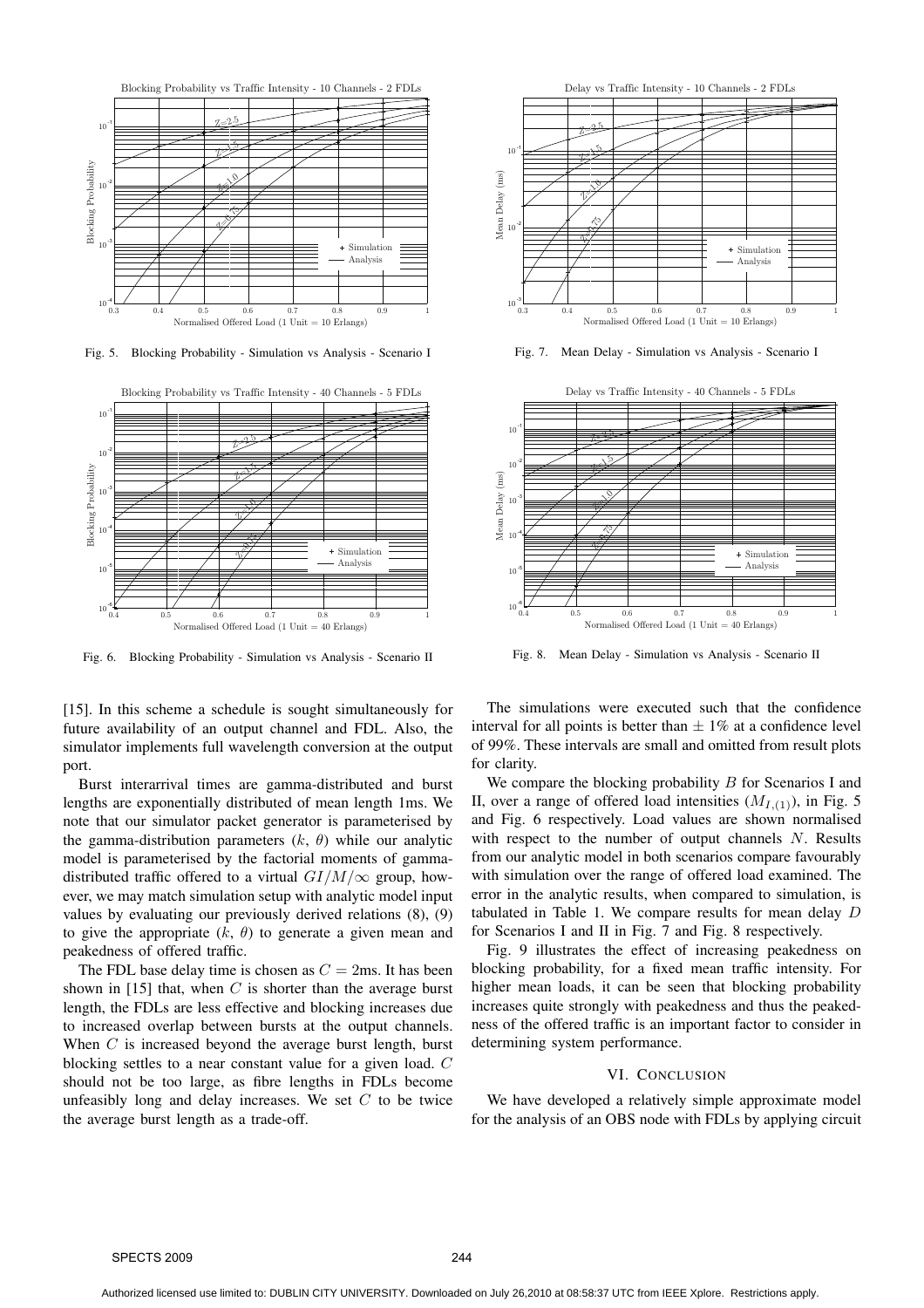Fig. 5. Blocking Probability - Simulation vs Analysis - Scenario I

Fig. 6. Blocking Probability - Simulation vs Analysis - Scenario II

Fig. 7. Mean Delay - Simulation vs Analysis - Scenario I

Fig. 8. Mean Delay - Simulation vs Analysis - Scenario II

[15]. In this scheme a schedule is sought simultaneously for future availability of an output channel and FDL. Also, the simulator implements full wavelength conversion at the output port.

Burst interarrival times are gamma-distributed and burst lengths are exponentially distributed of mean length 1ms. We note that our simulator packet generator is parameterised by the gamma-distribution parameters ($k$, $\theta$) while our analytic model is parameterised by the factorial moments of gamma-distributed traffic offered to a virtual $GI/M/\infty$ group, however, we may match simulation setup with analytic model input values by evaluating our previously derived relations (8), (9) to give the appropriate ($k$, $\theta$) to generate a given mean and peakedness of offered traffic.

The FDL base delay time is chosen as $C = 2$ms. It has been shown in [15] that, when $C$ is shorter than the average burst length, the FDLs are less effective and blocking increases due to increased overlap between bursts at the output channels. When $C$ is increased beyond the average burst length, burst blocking settles to a near constant value for a given load. $C$ should not be too large, as fibre lengths in FDLs become unfeasibly long and delay increases. We set $C$ to be twice the average burst length as a trade-off.

The simulations were executed such that the confidence interval for all points is better than $\pm$ 1% at a confidence level of 99%. These intervals are small and omitted from result plots for clarity.

We compare the blocking probability $B$ for Scenarios I and II, over a range of offered load intensities ($M_{I,(1)}$), in Fig. 5 and Fig. 6 respectively. Load values are shown normalised with respect to the number of output channels $N$. Results from our analytic model in both scenarios compare favourably with simulation over the range of offered load examined. The error in the analytic results, when compared to simulation, is tabulated in Table 1. We compare results for mean delay $D$ for Scenarios I and II in Fig. 7 and Fig. 8 respectively.

Fig. 9 illustrates the effect of increasing peakedness on blocking probability, for a fixed mean traffic intensity. For higher mean loads, it can be seen that blocking probability increases quite strongly with peakedness and thus the peakedness of the offered traffic is an important factor to consider in determining system performance.

## VI. Conclusion

We have developed a relatively simple approximate model for the analysis of an OBS node with FDLs by applying circuit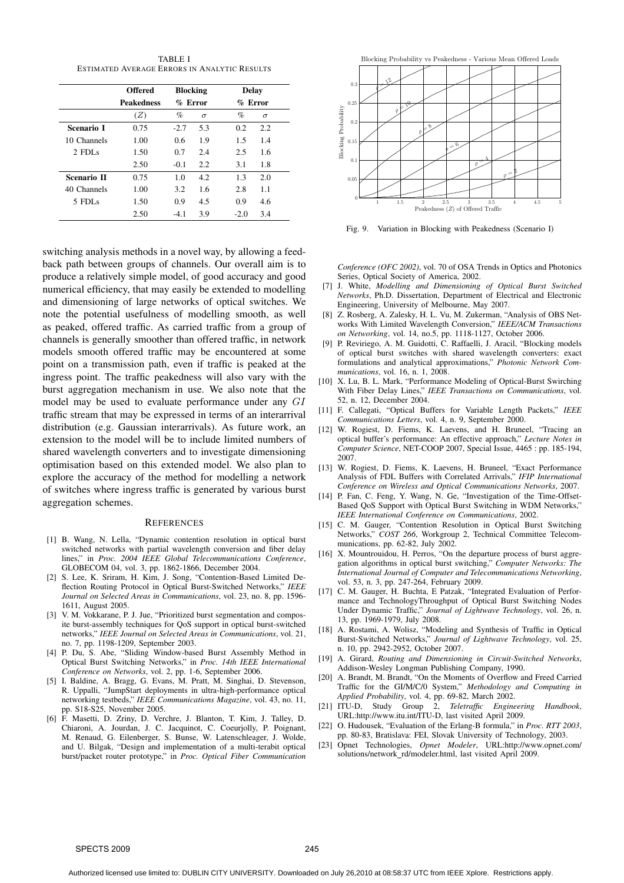TABLE I
ESTIMATED AVERAGE ERRORS IN ANALYTIC RESULTS

| | Offered | Blocking | | Delay | |
|---|---|---|---|---|---|
| | Peakedness | % Error | | % Error | |
| | $(Z)$ | % | $\sigma$ | % | $\sigma$ |
| **Scenario I** | 0.75 | -2.7 | 5.3 | 0.2 | 2.2 |
| 10 Channels | 1.00 | 0.6 | 1.9 | 1.5 | 1.4 |
| 2 FDLs | 1.50 | 0.7 | 2.4 | 2.5 | 1.6 |
| | 2.50 | -0.1 | 2.2 | 3.1 | 1.8 |
| **Scenario II** | 0.75 | 1.0 | 4.2 | 1.3 | 2.0 |
| 40 Channels | 1.00 | 3.2 | 1.6 | 2.8 | 1.1 |
| 5 FDLs | 1.50 | 0.9 | 4.5 | 0.9 | 4.6 |
| | 2.50 | -4.1 | 3.9 | -2.0 | 3.4 |

Blocking Probability vs Peakedness - Various Mean Offered Loads

Blocking Probability

Peakedness $(Z)$ of Offered Traffic

$\rho = 12$, $\rho = 10$, $\rho = 8$, $\rho = 6$, $\rho = 4$, $\rho = 2$

Fig. 9. Variation in Blocking with Peakedness (Scenario I)

switching analysis methods in a novel way, by allowing a feedback path between groups of channels. Our overall aim is to produce a relatively simple model, of good accuracy and good numerical efficiency, that may easily be extended to modelling and dimensioning of large networks of optical switches. We note the potential usefulness of modelling smooth, as well as peaked, offered traffic. As carried traffic from a group of channels is generally smoother than offered traffic, in network models smooth offered traffic may be encountered at some point on a transmission path, even if traffic is peaked at the ingress point. The traffic peakedness will also vary with the burst aggregation mechanism in use. We also note that the model may be used to evaluate performance under any $GI$ traffic stream that may be expressed in terms of an interarrival distribution (e.g. Gaussian interarrivals). As future work, an extension to the model will be to include limited numbers of shared wavelength converters and to investigate dimensioning optimisation based on this extended model. We also plan to explore the accuracy of the method for modelling a network of switches where ingress traffic is generated by various burst aggregation schemes.

## REFERENCES

[1] B. Wang, N. Lella, "Dynamic contention resolution in optical burst switched networks with partial wavelength conversion and fiber delay lines," in *Proc. 2004 IEEE Global Telecommunications Conference*, GLOBECOM 04, vol. 3, pp. 1862-1866, December 2004.

[2] S. Lee, K. Sriram, H. Kim, J. Song, "Contention-Based Limited Deflection Routing Protocol in Optical Burst-Switched Networks," *IEEE Journal on Selected Areas in Communications*, vol. 23, no. 8, pp. 1596-1611, August 2005.

[3] V. M. Vokkarane, P. J. Jue, "Prioritized burst segmentation and composite burst-assembly techniques for QoS support in optical burst-switched networks," *IEEE Journal on Selected Areas in Communications*, vol. 21, no. 7, pp. 1198-1209, September 2003.

[4] P. Du, S. Abe, "Sliding Window-based Burst Assembly Method in Optical Burst Switching Networks," in *Proc. 14th IEEE International Conference on Networks*, vol. 2, pp. 1-6, September 2006.

[5] I. Baldine, A. Bragg, G. Evans, M. Pratt, M. Singhai, D. Stevenson, R. Uppalli, "JumpStart deployments in ultra-high-performance optical networking testbeds," *IEEE Communications Magazine*, vol. 43, no. 11, pp. S18-S25, November 2005.

[6] F. Masetti, D. Zriny, D. Verchre, J. Blanton, T. Kim, J. Talley, D. Chiaroni, A. Jourdan, J. C. Jacquinot, C. Coeurjolly, P. Poignant, M. Renaud, G. Eilenberger, S. Bunse, W. Latenschleager, J. Wolde, and U. Bilgak, "Design and implementation of a multi-terabit optical burst/packet router prototype," in *Proc. Optical Fiber Communication Conference (OFC 2002)*, vol. 70 of OSA Trends in Optics and Photonics Series, Optical Society of America, 2002.

[7] J. White, *Modelling and Dimensioning of Optical Burst Switched Networks*, Ph.D. Dissertation, Department of Electrical and Electronic Engineering, University of Melbourne, May 2007.

[8] Z. Rosberg, A. Zalesky, H. L. Vu, M. Zukerman, "Analysis of OBS Networks With Limited Wavelength Conversion," *IEEE/ACM Transactions on Networking*, vol. 14, no.5, pp. 1118-1127, October 2006.

[9] P. Reviriego, A. M. Guidotti, C. Raffaelli, J. Aracil, "Blocking models of optical burst switches with shared wavelength converters: exact formulations and analytical approximations," *Photonic Network Communications*, vol. 16, n. 1, 2008.

[10] X. Lu, B. L. Mark, "Performance Modeling of Optical-Burst Swirching With Fiber Delay Lines," *IEEE Transactions on Communications*, vol. 52, n. 12, December 2004.

[11] F. Callegati, "Optical Buffers for Variable Length Packets," *IEEE Communications Letters*, vol. 4, n. 9, September 2000.

[12] W. Rogiest, D. Fiems, K. Laevens, and H. Bruneel, "Tracing an optical buffer's performance: An effective approach," *Lecture Notes in Computer Science*, NET-COOP 2007, Special Issue, 4465 : pp. 185-194, 2007.

[13] W. Rogiest, D. Fiems, K. Laevens, H. Bruneel, "Exact Performance Analysis of FDL Buffers with Correlated Arrivals," *IFIP International Conference on Wireless and Optical Communications Networks*, 2007.

[14] P. Fan, C. Feng, Y. Wang, N. Ge, "Investigation of the Time-Offset-Based QoS Support with Optical Burst Switching in WDM Networks," *IEEE International Conference on Communications*, 2002.

[15] C. M. Gauger, "Contention Resolution in Optical Burst Switching Networks," *COST 266*, Workgroup 2, Technical Committee Telecommunications, pp. 62-82, July 2002.

[16] X. Mountrouidou, H. Perros, "On the departure process of burst aggregation algorithms in optical burst switching," *Computer Networks: The International Journal of Computer and Telecommunications Networking*, vol. 53, n. 3, pp. 247-264, February 2009.

[17] C. M. Gauger, H. Buchta, E Patzak, "Integrated Evaluation of Performance and TechnologyThroughput of Optical Burst Switching Nodes Under Dynamic Traffic," *Journal of Lightwave Technology*, vol. 26, n. 13, pp. 1969-1979, July 2008.

[18] A. Rostami, A. Wolisz, "Modeling and Synthesis of Traffic in Optical Burst-Switched Networks," *Journal of Lightwave Technology*, vol. 25, n. 10, pp. 2942-2952, October 2007.

[19] A. Girard, *Routing and Dimensioning in Circuit-Switched Networks*, Addison-Wesley Longman Publishing Company, 1990.

[20] A. Brandt, M. Brandt, "On the Moments of Overflow and Freed Carried Traffic for the GI/M/C/0 System," *Methodology and Computing in Applied Probability*, vol. 4, pp. 69-82, March 2002.

[21] ITU-D, Study Group 2, *Teletraffic Engineering Handbook*, URL:http://www.itu.int/ITU-D, last visited April 2009.

[22] O. Hudousek, "Evaluation of the Erlang-B formula," in *Proc. RTT 2003*, pp. 80-83, Bratislava: FEI, Slovak University of Technology, 2003.

[23] Opnet Technologies, *Opnet Modeler*, URL:http://www.opnet.com/solutions/network_rd/modeler.html, last visited April 2009.